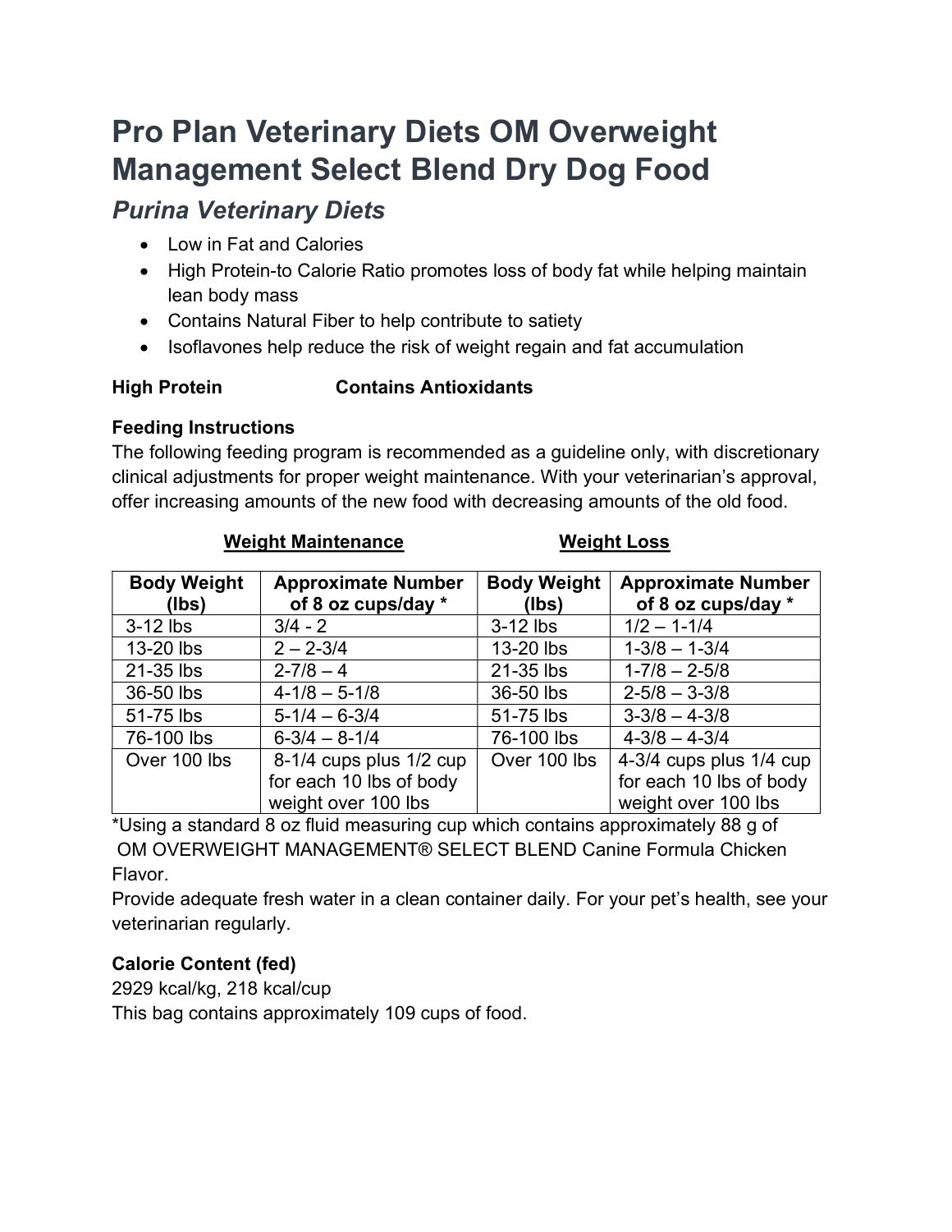# Pro Plan Veterinary Diets OM Overweight Management Select Blend Dry Dog Food

## *Purina Veterinary Diets*

- Low in Fat and Calories
- High Protein-to Calorie Ratio promotes loss of body fat while helping maintain lean body mass
- Contains Natural Fiber to help contribute to satiety
- Isoflavones help reduce the risk of weight regain and fat accumulation

**High Protein** **Contains Antioxidants**

**Feeding Instructions**

The following feeding program is recommended as a guideline only, with discretionary clinical adjustments for proper weight maintenance. With your veterinarian's approval, offer increasing amounts of the new food with decreasing amounts of the old food.

| **Weight Maintenance** | | **Weight Loss** | |
|---|---|---|---|
| **Body Weight (lbs)** | **Approximate Number of 8 oz cups/day \*** | **Body Weight (lbs)** | **Approximate Number of 8 oz cups/day \*** |
| 3-12 lbs | 3/4 - 2 | 3-12 lbs | 1/2 – 1-1/4 |
| 13-20 lbs | 2 – 2-3/4 | 13-20 lbs | 1-3/8 – 1-3/4 |
| 21-35 lbs | 2-7/8 – 4 | 21-35 lbs | 1-7/8 – 2-5/8 |
| 36-50 lbs | 4-1/8 – 5-1/8 | 36-50 lbs | 2-5/8 – 3-3/8 |
| 51-75 lbs | 5-1/4 – 6-3/4 | 51-75 lbs | 3-3/8 – 4-3/8 |
| 76-100 lbs | 6-3/4 – 8-1/4 | 76-100 lbs | 4-3/8 – 4-3/4 |
| Over 100 lbs | 8-1/4 cups plus 1/2 cup for each 10 lbs of body weight over 100 lbs | Over 100 lbs | 4-3/4 cups plus 1/4 cup for each 10 lbs of body weight over 100 lbs |

*Using a standard 8 oz fluid measuring cup which contains approximately 88 g of OM OVERWEIGHT MANAGEMENT® SELECT BLEND Canine Formula Chicken Flavor.

Provide adequate fresh water in a clean container daily. For your pet's health, see your veterinarian regularly.

**Calorie Content (fed)**

2929 kcal/kg, 218 kcal/cup

This bag contains approximately 109 cups of food.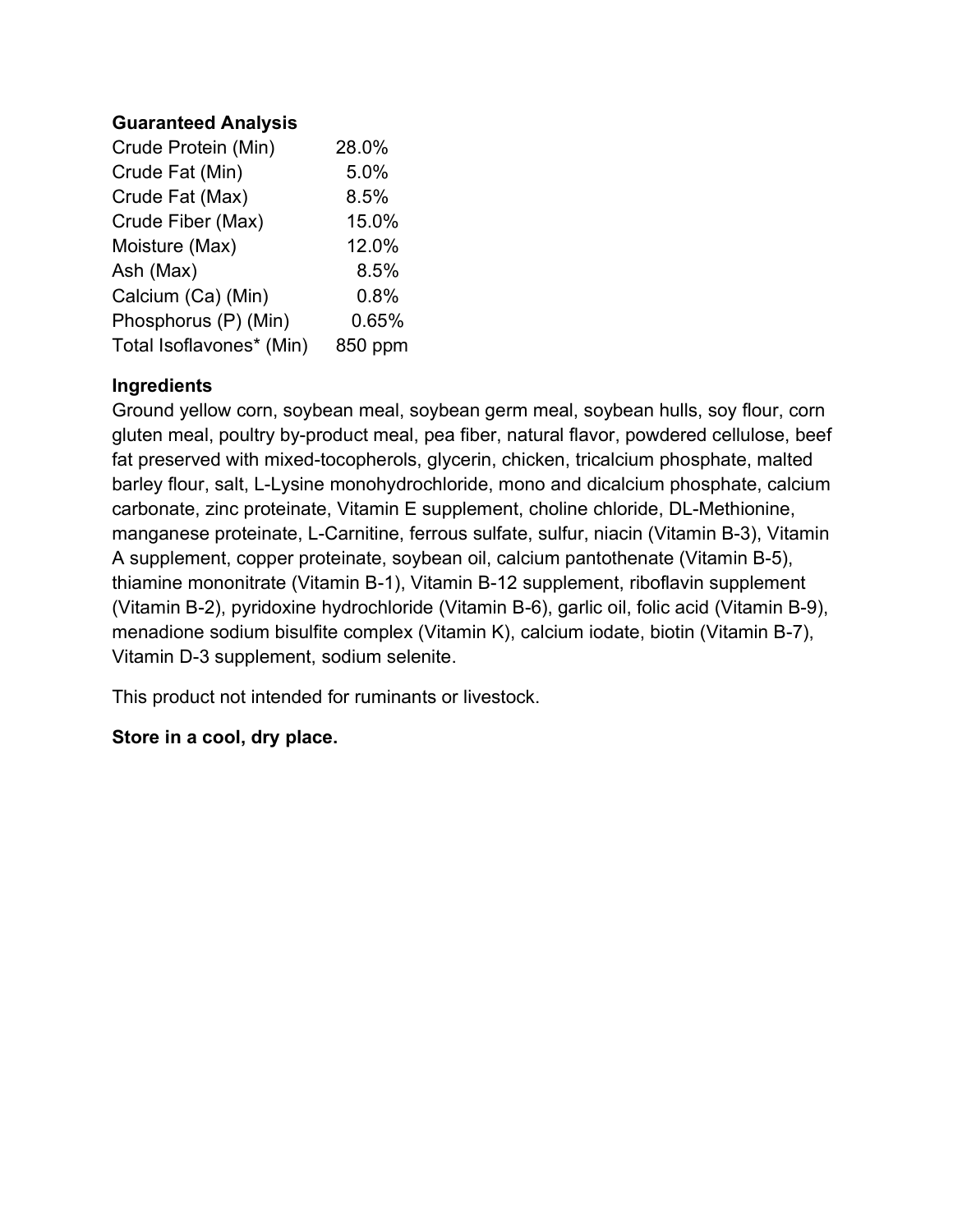**Guaranteed Analysis**

| | |
|---|---|
| Crude Protein (Min) | 28.0% |
| Crude Fat (Min) | 5.0% |
| Crude Fat (Max) | 8.5% |
| Crude Fiber (Max) | 15.0% |
| Moisture (Max) | 12.0% |
| Ash (Max) | 8.5% |
| Calcium (Ca) (Min) | 0.8% |
| Phosphorus (P) (Min) | 0.65% |
| Total Isoflavones* (Min) | 850 ppm |

**Ingredients**

Ground yellow corn, soybean meal, soybean germ meal, soybean hulls, soy flour, corn gluten meal, poultry by-product meal, pea fiber, natural flavor, powdered cellulose, beef fat preserved with mixed-tocopherols, glycerin, chicken, tricalcium phosphate, malted barley flour, salt, L-Lysine monohydrochloride, mono and dicalcium phosphate, calcium carbonate, zinc proteinate, Vitamin E supplement, choline chloride, DL-Methionine, manganese proteinate, L-Carnitine, ferrous sulfate, sulfur, niacin (Vitamin B-3), Vitamin A supplement, copper proteinate, soybean oil, calcium pantothenate (Vitamin B-5), thiamine mononitrate (Vitamin B-1), Vitamin B-12 supplement, riboflavin supplement (Vitamin B-2), pyridoxine hydrochloride (Vitamin B-6), garlic oil, folic acid (Vitamin B-9), menadione sodium bisulfite complex (Vitamin K), calcium iodate, biotin (Vitamin B-7), Vitamin D-3 supplement, sodium selenite.

This product not intended for ruminants or livestock.

**Store in a cool, dry place.**